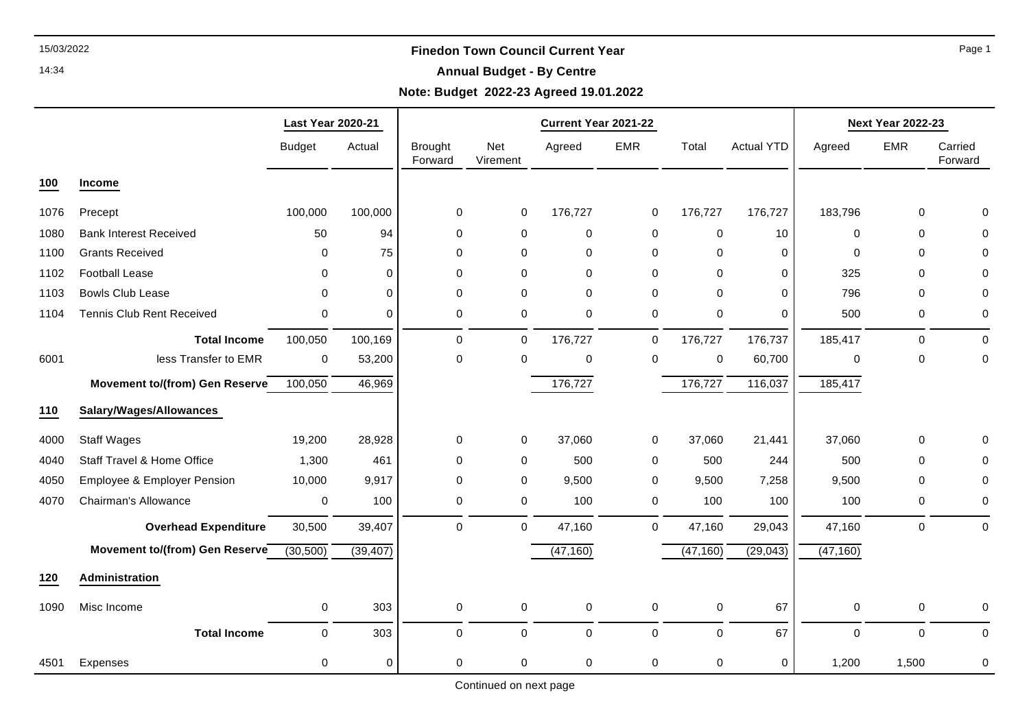# Finedon Town Council Current Year

## Annual Budget - By Centre

**Note: Budget 2022-23 Agreed 19.01.2022**

| | | Last Year 2020-21 | | Current Year 2021-22 | | | | | | Next Year 2022-23 | | |
|---|---|---|---|---|---|---|---|---|---|---|---|---|
| | | Budget | Actual | Brought Forward | Net Virement | Agreed | EMR | Total | Actual YTD | Agreed | EMR | Carried Forward |
| **100** | **Income** | | | | | | | | | | | |
| 1076 | Precept | 100,000 | 100,000 | 0 | 0 | 176,727 | 0 | 176,727 | 176,727 | 183,796 | 0 | 0 |
| 1080 | Bank Interest Received | 50 | 94 | 0 | 0 | 0 | 0 | 0 | 10 | 0 | 0 | 0 |
| 1100 | Grants Received | 0 | 75 | 0 | 0 | 0 | 0 | 0 | 0 | 0 | 0 | 0 |
| 1102 | Football Lease | 0 | 0 | 0 | 0 | 0 | 0 | 0 | 0 | 325 | 0 | 0 |
| 1103 | Bowls Club Lease | 0 | 0 | 0 | 0 | 0 | 0 | 0 | 0 | 796 | 0 | 0 |
| 1104 | Tennis Club Rent Received | 0 | 0 | 0 | 0 | 0 | 0 | 0 | 0 | 500 | 0 | 0 |
| | **Total Income** | 100,050 | 100,169 | 0 | 0 | 176,727 | 0 | 176,727 | 176,737 | 185,417 | 0 | 0 |
| 6001 | less Transfer to EMR | 0 | 53,200 | 0 | 0 | 0 | 0 | 0 | 60,700 | 0 | 0 | 0 |
| | **Movement to/(from) Gen Reserve** | 100,050 | 46,969 | | | 176,727 | | 176,727 | 116,037 | 185,417 | | |
| **110** | **Salary/Wages/Allowances** | | | | | | | | | | | |
| 4000 | Staff Wages | 19,200 | 28,928 | 0 | 0 | 37,060 | 0 | 37,060 | 21,441 | 37,060 | 0 | 0 |
| 4040 | Staff Travel & Home Office | 1,300 | 461 | 0 | 0 | 500 | 0 | 500 | 244 | 500 | 0 | 0 |
| 4050 | Employee & Employer Pension | 10,000 | 9,917 | 0 | 0 | 9,500 | 0 | 9,500 | 7,258 | 9,500 | 0 | 0 |
| 4070 | Chairman's Allowance | 0 | 100 | 0 | 0 | 100 | 0 | 100 | 100 | 100 | 0 | 0 |
| | **Overhead Expenditure** | 30,500 | 39,407 | 0 | 0 | 47,160 | 0 | 47,160 | 29,043 | 47,160 | 0 | 0 |
| | **Movement to/(from) Gen Reserve** | (30,500) | (39,407) | | | (47,160) | | (47,160) | (29,043) | (47,160) | | |
| **120** | **Administration** | | | | | | | | | | | |
| 1090 | Misc Income | 0 | 303 | 0 | 0 | 0 | 0 | 0 | 67 | 0 | 0 | 0 |
| | **Total Income** | 0 | 303 | 0 | 0 | 0 | 0 | 0 | 67 | 0 | 0 | 0 |
| 4501 | Expenses | 0 | 0 | 0 | 0 | 0 | 0 | 0 | 0 | 1,200 | 1,500 | 0 |

Continued on next page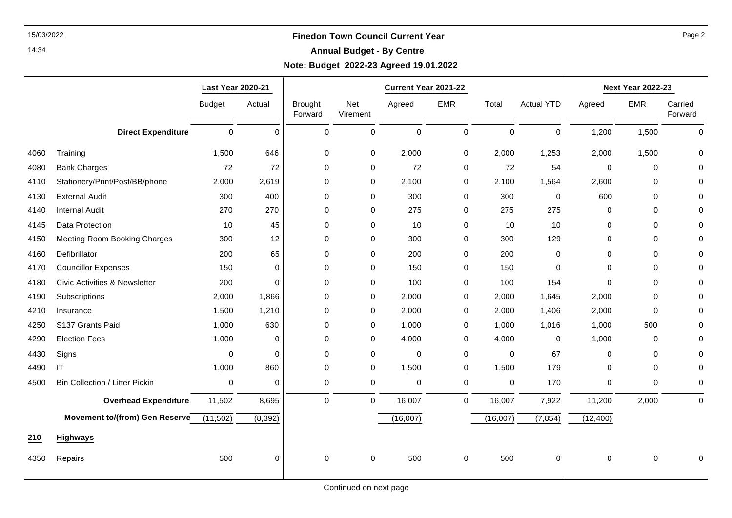**Finedon Town Council Current Year**

**Annual Budget - By Centre**

**Note: Budget 2022-23 Agreed 19.01.2022**

| | | Last Year 2020-21 | | Current Year 2021-22 | | | | | | Next Year 2022-23 | | |
|---|---|---|---|---|---|---|---|---|---|---|---|---|
| | | Budget | Actual | Brought Forward | Net Virement | Agreed | EMR | Total | Actual YTD | Agreed | EMR | Carried Forward |
| | **Direct Expenditure** | 0 | 0 | 0 | 0 | 0 | 0 | 0 | 0 | 1,200 | 1,500 | 0 |
| 4060 | Training | 1,500 | 646 | 0 | 0 | 2,000 | 0 | 2,000 | 1,253 | 2,000 | 1,500 | 0 |
| 4080 | Bank Charges | 72 | 72 | 0 | 0 | 72 | 0 | 72 | 54 | 0 | 0 | 0 |
| 4110 | Stationery/Print/Post/BB/phone | 2,000 | 2,619 | 0 | 0 | 2,100 | 0 | 2,100 | 1,564 | 2,600 | 0 | 0 |
| 4130 | External Audit | 300 | 400 | 0 | 0 | 300 | 0 | 300 | 0 | 600 | 0 | 0 |
| 4140 | Internal Audit | 270 | 270 | 0 | 0 | 275 | 0 | 275 | 275 | 0 | 0 | 0 |
| 4145 | Data Protection | 10 | 45 | 0 | 0 | 10 | 0 | 10 | 10 | 0 | 0 | 0 |
| 4150 | Meeting Room Booking Charges | 300 | 12 | 0 | 0 | 300 | 0 | 300 | 129 | 0 | 0 | 0 |
| 4160 | Defibrillator | 200 | 65 | 0 | 0 | 200 | 0 | 200 | 0 | 0 | 0 | 0 |
| 4170 | Councillor Expenses | 150 | 0 | 0 | 0 | 150 | 0 | 150 | 0 | 0 | 0 | 0 |
| 4180 | Civic Activities & Newsletter | 200 | 0 | 0 | 0 | 100 | 0 | 100 | 154 | 0 | 0 | 0 |
| 4190 | Subscriptions | 2,000 | 1,866 | 0 | 0 | 2,000 | 0 | 2,000 | 1,645 | 2,000 | 0 | 0 |
| 4210 | Insurance | 1,500 | 1,210 | 0 | 0 | 2,000 | 0 | 2,000 | 1,406 | 2,000 | 0 | 0 |
| 4250 | S137 Grants Paid | 1,000 | 630 | 0 | 0 | 1,000 | 0 | 1,000 | 1,016 | 1,000 | 500 | 0 |
| 4290 | Election Fees | 1,000 | 0 | 0 | 0 | 4,000 | 0 | 4,000 | 0 | 1,000 | 0 | 0 |
| 4430 | Signs | 0 | 0 | 0 | 0 | 0 | 0 | 0 | 67 | 0 | 0 | 0 |
| 4490 | IT | 1,000 | 860 | 0 | 0 | 1,500 | 0 | 1,500 | 179 | 0 | 0 | 0 |
| 4500 | Bin Collection / Litter Pickin | 0 | 0 | 0 | 0 | 0 | 0 | 0 | 170 | 0 | 0 | 0 |
| | **Overhead Expenditure** | 11,502 | 8,695 | 0 | 0 | 16,007 | 0 | 16,007 | 7,922 | 11,200 | 2,000 | 0 |
| | **Movement to/(from) Gen Reserve** | (11,502) | (8,392) | | | (16,007) | | (16,007) | (7,854) | (12,400) | | |
| **210** | **Highways** | | | | | | | | | | | |
| 4350 | Repairs | 500 | 0 | 0 | 0 | 500 | 0 | 500 | 0 | 0 | 0 | 0 |

Continued on next page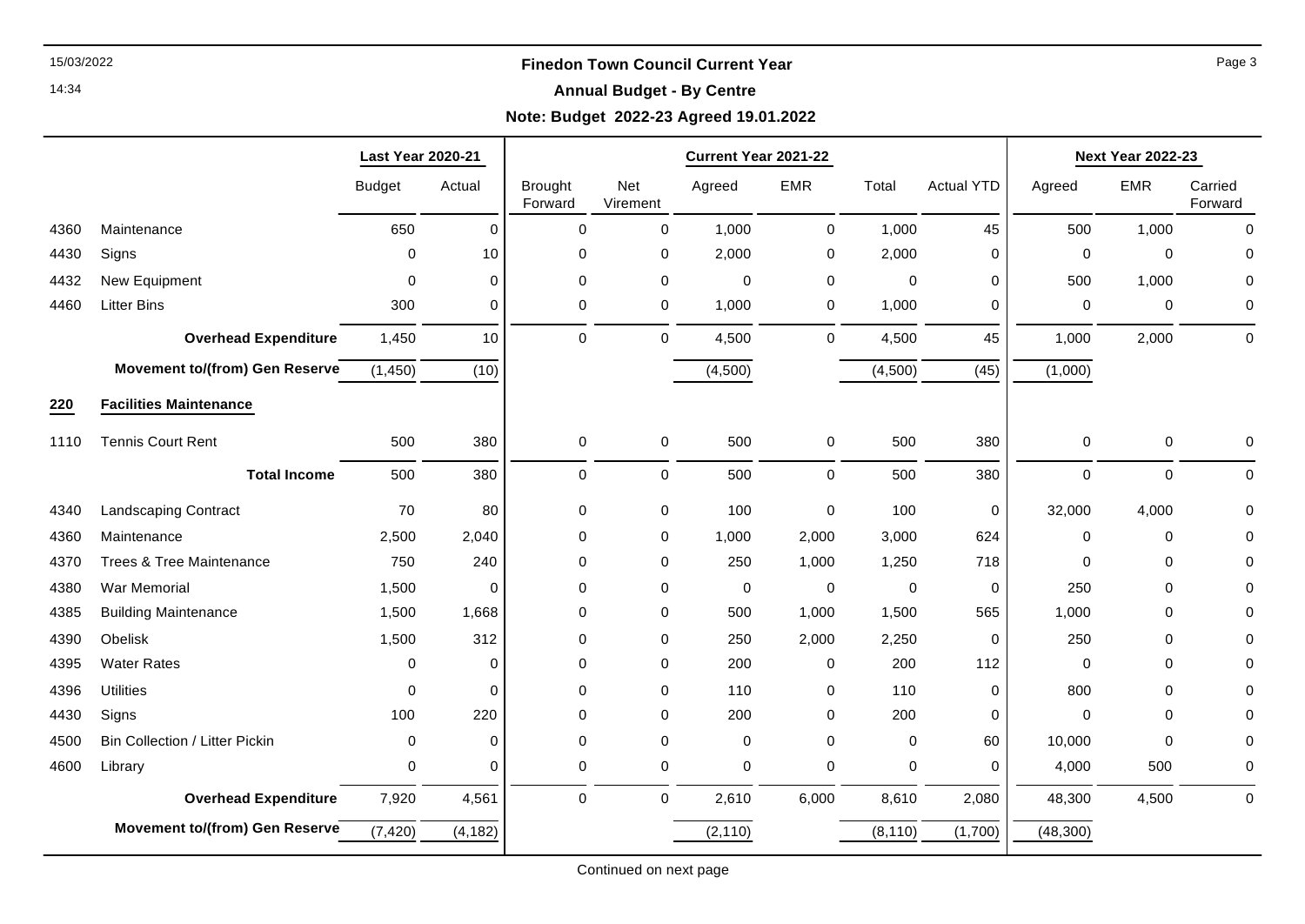## Finedon Town Council Current Year

### Annual Budget - By Centre

**Note: Budget 2022-23 Agreed 19.01.2022**

| | | Last Year 2020-21 | | Current Year 2021-22 | | | | | | Next Year 2022-23 | | |
|---|---|---|---|---|---|---|---|---|---|---|---|---|
| | | Budget | Actual | Brought Forward | Net Virement | Agreed | EMR | Total | Actual YTD | Agreed | EMR | Carried Forward |
| 4360 | Maintenance | 650 | 0 | 0 | 0 | 1,000 | 0 | 1,000 | 45 | 500 | 1,000 | 0 |
| 4430 | Signs | 0 | 10 | 0 | 0 | 2,000 | 0 | 2,000 | 0 | 0 | 0 | 0 |
| 4432 | New Equipment | 0 | 0 | 0 | 0 | 0 | 0 | 0 | 0 | 500 | 1,000 | 0 |
| 4460 | Litter Bins | 300 | 0 | 0 | 0 | 1,000 | 0 | 1,000 | 0 | 0 | 0 | 0 |
| | **Overhead Expenditure** | 1,450 | 10 | 0 | 0 | 4,500 | 0 | 4,500 | 45 | 1,000 | 2,000 | 0 |
| | **Movement to/(from) Gen Reserve** | (1,450) | (10) | | | (4,500) | | (4,500) | (45) | (1,000) | | |
| **220** | **Facilities Maintenance** | | | | | | | | | | | |
| 1110 | Tennis Court Rent | 500 | 380 | 0 | 0 | 500 | 0 | 500 | 380 | 0 | 0 | 0 |
| | **Total Income** | 500 | 380 | 0 | 0 | 500 | 0 | 500 | 380 | 0 | 0 | 0 |
| 4340 | Landscaping Contract | 70 | 80 | 0 | 0 | 100 | 0 | 100 | 0 | 32,000 | 4,000 | 0 |
| 4360 | Maintenance | 2,500 | 2,040 | 0 | 0 | 1,000 | 2,000 | 3,000 | 624 | 0 | 0 | 0 |
| 4370 | Trees & Tree Maintenance | 750 | 240 | 0 | 0 | 250 | 1,000 | 1,250 | 718 | 0 | 0 | 0 |
| 4380 | War Memorial | 1,500 | 0 | 0 | 0 | 0 | 0 | 0 | 0 | 250 | 0 | 0 |
| 4385 | Building Maintenance | 1,500 | 1,668 | 0 | 0 | 500 | 1,000 | 1,500 | 565 | 1,000 | 0 | 0 |
| 4390 | Obelisk | 1,500 | 312 | 0 | 0 | 250 | 2,000 | 2,250 | 0 | 250 | 0 | 0 |
| 4395 | Water Rates | 0 | 0 | 0 | 0 | 200 | 0 | 200 | 112 | 0 | 0 | 0 |
| 4396 | Utilities | 0 | 0 | 0 | 0 | 110 | 0 | 110 | 0 | 800 | 0 | 0 |
| 4430 | Signs | 100 | 220 | 0 | 0 | 200 | 0 | 200 | 0 | 0 | 0 | 0 |
| 4500 | Bin Collection / Litter Pickin | 0 | 0 | 0 | 0 | 0 | 0 | 0 | 60 | 10,000 | 0 | 0 |
| 4600 | Library | 0 | 0 | 0 | 0 | 0 | 0 | 0 | 0 | 4,000 | 500 | 0 |
| | **Overhead Expenditure** | 7,920 | 4,561 | 0 | 0 | 2,610 | 6,000 | 8,610 | 2,080 | 48,300 | 4,500 | 0 |
| | **Movement to/(from) Gen Reserve** | (7,420) | (4,182) | | | (2,110) | | (8,110) | (1,700) | (48,300) | | |

Continued on next page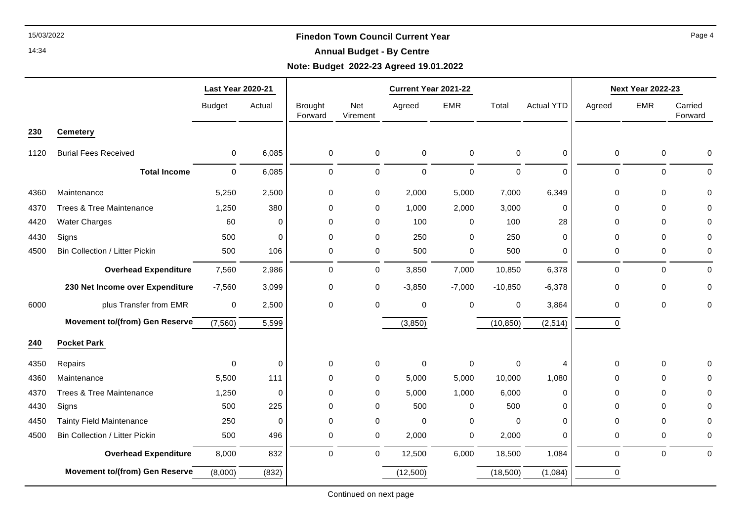## Finedon Town Council Current Year

### Annual Budget - By Centre

**Note: Budget 2022-23 Agreed 19.01.2022**

| | | Last Year 2020-21 | | Current Year 2021-22 | | | | | | Next Year 2022-23 | | |
|---|---|---|---|---|---|---|---|---|---|---|---|---|
| | | Budget | Actual | Brought Forward | Net Virement | Agreed | EMR | Total | Actual YTD | Agreed | EMR | Carried Forward |
| **230** | **Cemetery** | | | | | | | | | | | |
| 1120 | Burial Fees Received | 0 | 6,085 | 0 | 0 | 0 | 0 | 0 | 0 | 0 | 0 | 0 |
| | **Total Income** | 0 | 6,085 | 0 | 0 | 0 | 0 | 0 | 0 | 0 | 0 | 0 |
| 4360 | Maintenance | 5,250 | 2,500 | 0 | 0 | 2,000 | 5,000 | 7,000 | 6,349 | 0 | 0 | 0 |
| 4370 | Trees & Tree Maintenance | 1,250 | 380 | 0 | 0 | 1,000 | 2,000 | 3,000 | 0 | 0 | 0 | 0 |
| 4420 | Water Charges | 60 | 0 | 0 | 0 | 100 | 0 | 100 | 28 | 0 | 0 | 0 |
| 4430 | Signs | 500 | 0 | 0 | 0 | 250 | 0 | 250 | 0 | 0 | 0 | 0 |
| 4500 | Bin Collection / Litter Pickin | 500 | 106 | 0 | 0 | 500 | 0 | 500 | 0 | 0 | 0 | 0 |
| | **Overhead Expenditure** | 7,560 | 2,986 | 0 | 0 | 3,850 | 7,000 | 10,850 | 6,378 | 0 | 0 | 0 |
| | **230 Net Income over Expenditure** | -7,560 | 3,099 | 0 | 0 | -3,850 | -7,000 | -10,850 | -6,378 | 0 | 0 | 0 |
| 6000 | plus Transfer from EMR | 0 | 2,500 | 0 | 0 | 0 | 0 | 0 | 3,864 | 0 | 0 | 0 |
| | **Movement to/(from) Gen Reserve** | (7,560) | 5,599 | | | (3,850) | | (10,850) | (2,514) | 0 | | |
| **240** | **Pocket Park** | | | | | | | | | | | |
| 4350 | Repairs | 0 | 0 | 0 | 0 | 0 | 0 | 0 | 4 | 0 | 0 | 0 |
| 4360 | Maintenance | 5,500 | 111 | 0 | 0 | 5,000 | 5,000 | 10,000 | 1,080 | 0 | 0 | 0 |
| 4370 | Trees & Tree Maintenance | 1,250 | 0 | 0 | 0 | 5,000 | 1,000 | 6,000 | 0 | 0 | 0 | 0 |
| 4430 | Signs | 500 | 225 | 0 | 0 | 500 | 0 | 500 | 0 | 0 | 0 | 0 |
| 4450 | Tainty Field Maintenance | 250 | 0 | 0 | 0 | 0 | 0 | 0 | 0 | 0 | 0 | 0 |
| 4500 | Bin Collection / Litter Pickin | 500 | 496 | 0 | 0 | 2,000 | 0 | 2,000 | 0 | 0 | 0 | 0 |
| | **Overhead Expenditure** | 8,000 | 832 | 0 | 0 | 12,500 | 6,000 | 18,500 | 1,084 | 0 | 0 | 0 |
| | **Movement to/(from) Gen Reserve** | (8,000) | (832) | | | (12,500) | | (18,500) | (1,084) | 0 | | |

Continued on next page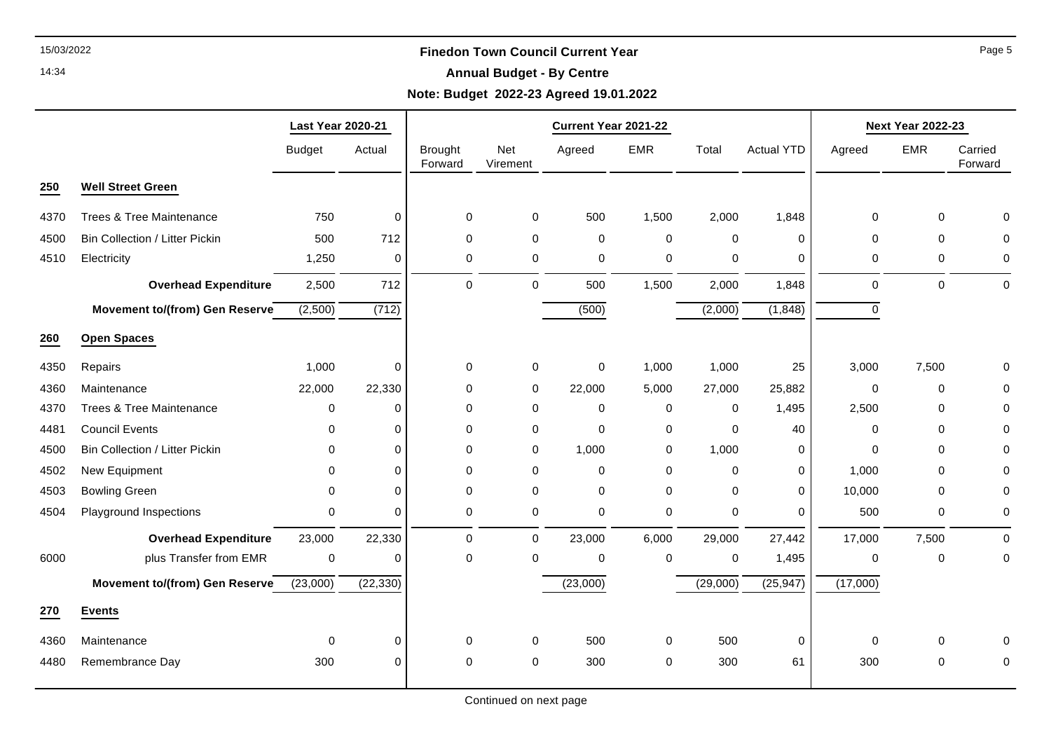# Finedon Town Council Current Year

## Annual Budget - By Centre

**Note: Budget 2022-23 Agreed 19.01.2022**

| | | Last Year 2020-21 | | Current Year 2021-22 | | | | | | Next Year 2022-23 | | |
|---|---|---|---|---|---|---|---|---|---|---|---|---|
| | | Budget | Actual | Brought Forward | Net Virement | Agreed | EMR | Total | Actual YTD | Agreed | EMR | Carried Forward |
| **250** | **Well Street Green** | | | | | | | | | | | |
| 4370 | Trees & Tree Maintenance | 750 | 0 | 0 | 0 | 500 | 1,500 | 2,000 | 1,848 | 0 | 0 | 0 |
| 4500 | Bin Collection / Litter Pickin | 500 | 712 | 0 | 0 | 0 | 0 | 0 | 0 | 0 | 0 | 0 |
| 4510 | Electricity | 1,250 | 0 | 0 | 0 | 0 | 0 | 0 | 0 | 0 | 0 | 0 |
| | **Overhead Expenditure** | 2,500 | 712 | 0 | 0 | 500 | 1,500 | 2,000 | 1,848 | 0 | 0 | 0 |
| | **Movement to/(from) Gen Reserve** | (2,500) | (712) | | | (500) | | (2,000) | (1,848) | 0 | | |
| **260** | **Open Spaces** | | | | | | | | | | | |
| 4350 | Repairs | 1,000 | 0 | 0 | 0 | 0 | 1,000 | 1,000 | 25 | 3,000 | 7,500 | 0 |
| 4360 | Maintenance | 22,000 | 22,330 | 0 | 0 | 22,000 | 5,000 | 27,000 | 25,882 | 0 | 0 | 0 |
| 4370 | Trees & Tree Maintenance | 0 | 0 | 0 | 0 | 0 | 0 | 0 | 1,495 | 2,500 | 0 | 0 |
| 4481 | Council Events | 0 | 0 | 0 | 0 | 0 | 0 | 0 | 40 | 0 | 0 | 0 |
| 4500 | Bin Collection / Litter Pickin | 0 | 0 | 0 | 0 | 1,000 | 0 | 1,000 | 0 | 0 | 0 | 0 |
| 4502 | New Equipment | 0 | 0 | 0 | 0 | 0 | 0 | 0 | 0 | 1,000 | 0 | 0 |
| 4503 | Bowling Green | 0 | 0 | 0 | 0 | 0 | 0 | 0 | 0 | 10,000 | 0 | 0 |
| 4504 | Playground Inspections | 0 | 0 | 0 | 0 | 0 | 0 | 0 | 0 | 500 | 0 | 0 |
| | **Overhead Expenditure** | 23,000 | 22,330 | 0 | 0 | 23,000 | 6,000 | 29,000 | 27,442 | 17,000 | 7,500 | 0 |
| 6000 | plus Transfer from EMR | 0 | 0 | 0 | 0 | 0 | 0 | 0 | 1,495 | 0 | 0 | 0 |
| | **Movement to/(from) Gen Reserve** | (23,000) | (22,330) | | | (23,000) | | (29,000) | (25,947) | (17,000) | | |
| **270** | **Events** | | | | | | | | | | | |
| 4360 | Maintenance | 0 | 0 | 0 | 0 | 500 | 0 | 500 | 0 | 0 | 0 | 0 |
| 4480 | Remembrance Day | 300 | 0 | 0 | 0 | 300 | 0 | 300 | 61 | 300 | 0 | 0 |

Continued on next page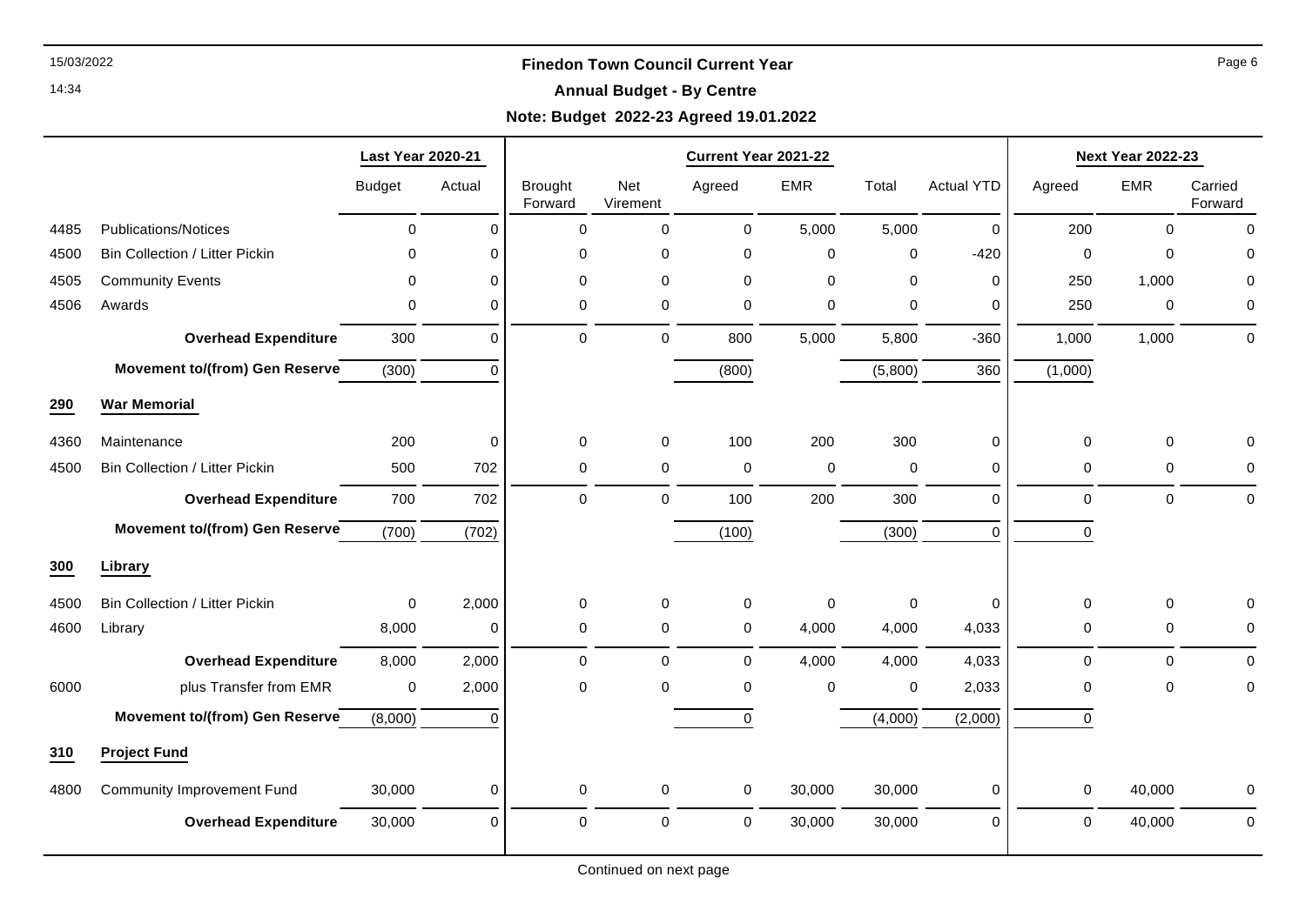**Finedon Town Council Current Year**

**Annual Budget - By Centre**

**Note: Budget 2022-23 Agreed 19.01.2022**

| | | Last Year 2020-21 | | Current Year 2021-22 | | | | | | Next Year 2022-23 | | |
|---|---|---|---|---|---|---|---|---|---|---|---|---|
| | | Budget | Actual | Brought Forward | Net Virement | Agreed | EMR | Total | Actual YTD | Agreed | EMR | Carried Forward |
| 4485 | Publications/Notices | 0 | 0 | 0 | 0 | 0 | 5,000 | 5,000 | 0 | 200 | 0 | 0 |
| 4500 | Bin Collection / Litter Pickin | 0 | 0 | 0 | 0 | 0 | 0 | 0 | -420 | 0 | 0 | 0 |
| 4505 | Community Events | 0 | 0 | 0 | 0 | 0 | 0 | 0 | 0 | 250 | 1,000 | 0 |
| 4506 | Awards | 0 | 0 | 0 | 0 | 0 | 0 | 0 | 0 | 250 | 0 | 0 |
| | **Overhead Expenditure** | 300 | 0 | 0 | 0 | 800 | 5,000 | 5,800 | -360 | 1,000 | 1,000 | 0 |
| | **Movement to/(from) Gen Reserve** | (300) | 0 | | | (800) | | (5,800) | 360 | (1,000) | | |
| **290** | **War Memorial** | | | | | | | | | | | |
| 4360 | Maintenance | 200 | 0 | 0 | 0 | 100 | 200 | 300 | 0 | 0 | 0 | 0 |
| 4500 | Bin Collection / Litter Pickin | 500 | 702 | 0 | 0 | 0 | 0 | 0 | 0 | 0 | 0 | 0 |
| | **Overhead Expenditure** | 700 | 702 | 0 | 0 | 100 | 200 | 300 | 0 | 0 | 0 | 0 |
| | **Movement to/(from) Gen Reserve** | (700) | (702) | | | (100) | | (300) | 0 | 0 | | |
| **300** | **Library** | | | | | | | | | | | |
| 4500 | Bin Collection / Litter Pickin | 0 | 2,000 | 0 | 0 | 0 | 0 | 0 | 0 | 0 | 0 | 0 |
| 4600 | Library | 8,000 | 0 | 0 | 0 | 0 | 4,000 | 4,000 | 4,033 | 0 | 0 | 0 |
| | **Overhead Expenditure** | 8,000 | 2,000 | 0 | 0 | 0 | 4,000 | 4,000 | 4,033 | 0 | 0 | 0 |
| 6000 | plus Transfer from EMR | 0 | 2,000 | 0 | 0 | 0 | 0 | 0 | 2,033 | 0 | 0 | 0 |
| | **Movement to/(from) Gen Reserve** | (8,000) | 0 | | | 0 | | (4,000) | (2,000) | 0 | | |
| **310** | **Project Fund** | | | | | | | | | | | |
| 4800 | Community Improvement Fund | 30,000 | 0 | 0 | 0 | 0 | 30,000 | 30,000 | 0 | 0 | 40,000 | 0 |
| | **Overhead Expenditure** | 30,000 | 0 | 0 | 0 | 0 | 30,000 | 30,000 | 0 | 0 | 40,000 | 0 |

Continued on next page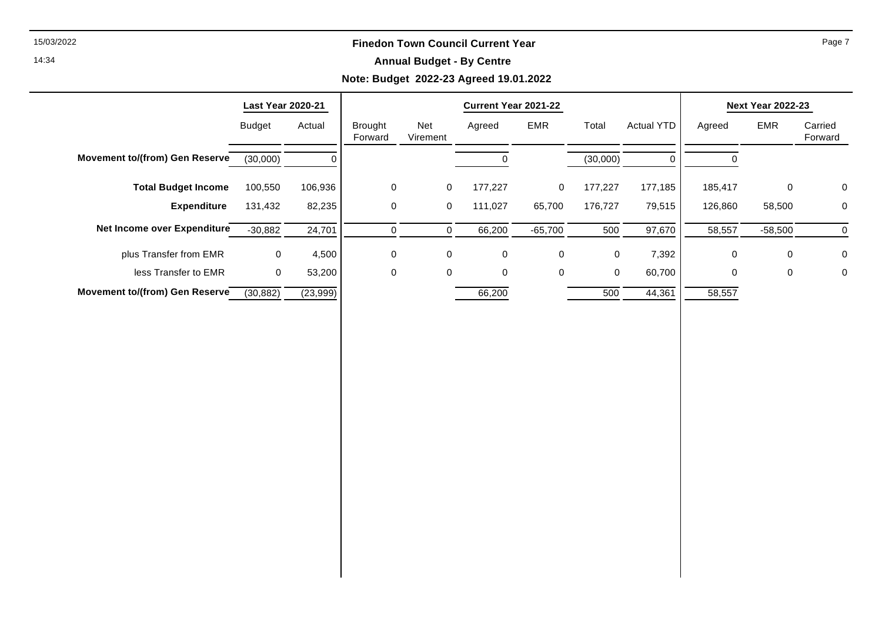# Finedon Town Council Current Year

## Annual Budget - By Centre

### Note: Budget 2022-23 Agreed 19.01.2022

| | Last Year 2020-21 | | Current Year 2021-22 | | | | | | Next Year 2022-23 | | |
|---|---|---|---|---|---|---|---|---|---|---|---|
| | Budget | Actual | Brought Forward | Net Virement | Agreed | EMR | Total | Actual YTD | Agreed | EMR | Carried Forward |
| **Movement to/(from) Gen Reserve** | (30,000) | 0 | | | 0 | | (30,000) | 0 | 0 | | |
| **Total Budget Income** | 100,550 | 106,936 | 0 | 0 | 177,227 | 0 | 177,227 | 177,185 | 185,417 | 0 | 0 |
| **Expenditure** | 131,432 | 82,235 | 0 | 0 | 111,027 | 65,700 | 176,727 | 79,515 | 126,860 | 58,500 | 0 |
| **Net Income over Expenditure** | -30,882 | 24,701 | 0 | 0 | 66,200 | -65,700 | 500 | 97,670 | 58,557 | -58,500 | 0 |
| plus Transfer from EMR | 0 | 4,500 | 0 | 0 | 0 | 0 | 0 | 7,392 | 0 | 0 | 0 |
| less Transfer to EMR | 0 | 53,200 | 0 | 0 | 0 | 0 | 0 | 60,700 | 0 | 0 | 0 |
| **Movement to/(from) Gen Reserve** | (30,882) | (23,999) | | | 66,200 | | 500 | 44,361 | 58,557 | | |